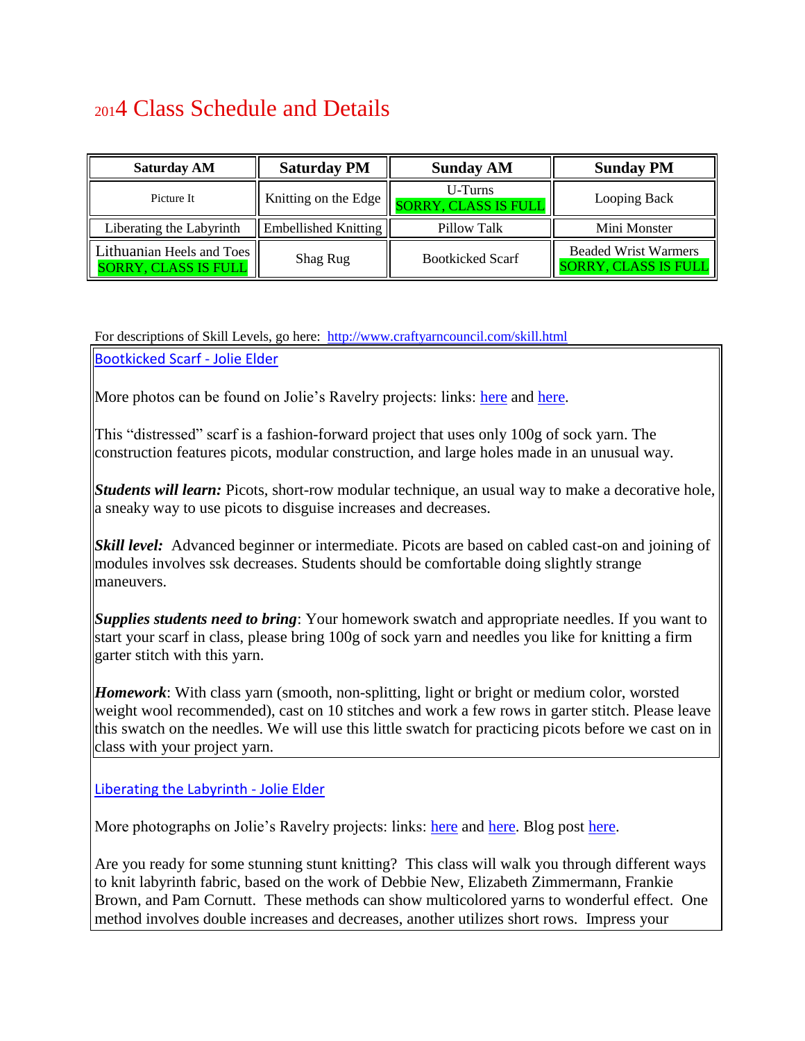# 2014 Class Schedule and Details

| Saturday AM | Saturday PM | Sunday AM | Sunday PM |
|---|---|---|---|
| Picture It | Knitting on the Edge | U-Turns SORRY, CLASS IS FULL | Looping Back |
| Liberating the Labyrinth | Embellished Knitting | Pillow Talk | Mini Monster |
| Lithuanian Heels and Toes SORRY, CLASS IS FULL | Shag Rug | Bootkicked Scarf | Beaded Wrist Warmers SORRY, CLASS IS FULL |

For descriptions of Skill Levels, go here: http://www.craftyarncouncil.com/skill.html

Bootkicked Scarf - Jolie Elder

More photos can be found on Jolie's Ravelry projects: links: here and here.

This "distressed" scarf is a fashion-forward project that uses only 100g of sock yarn. The construction features picots, modular construction, and large holes made in an unusual way.

***Students will learn:*** Picots, short-row modular technique, an usual way to make a decorative hole, a sneaky way to use picots to disguise increases and decreases.

***Skill level:*** Advanced beginner or intermediate. Picots are based on cabled cast-on and joining of modules involves ssk decreases. Students should be comfortable doing slightly strange maneuvers.

***Supplies students need to bring***: Your homework swatch and appropriate needles. If you want to start your scarf in class, please bring 100g of sock yarn and needles you like for knitting a firm garter stitch with this yarn.

***Homework***: With class yarn (smooth, non-splitting, light or bright or medium color, worsted weight wool recommended), cast on 10 stitches and work a few rows in garter stitch. Please leave this swatch on the needles. We will use this little swatch for practicing picots before we cast on in class with your project yarn.

Liberating the Labyrinth - Jolie Elder

More photographs on Jolie's Ravelry projects: links: here and here. Blog post here.

Are you ready for some stunning stunt knitting? This class will walk you through different ways to knit labyrinth fabric, based on the work of Debbie New, Elizabeth Zimmermann, Frankie Brown, and Pam Cornutt. These methods can show multicolored yarns to wonderful effect. One method involves double increases and decreases, another utilizes short rows. Impress your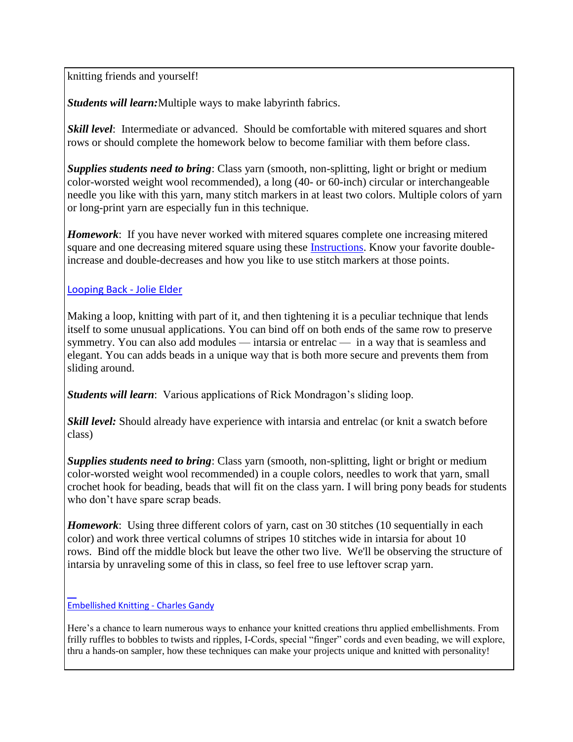knitting friends and yourself!

***Students will learn:*** Multiple ways to make labyrinth fabrics.

***Skill level***: Intermediate or advanced. Should be comfortable with mitered squares and short rows or should complete the homework below to become familiar with them before class.

***Supplies students need to bring***: Class yarn (smooth, non-splitting, light or bright or medium color-worsted weight wool recommended), a long (40- or 60-inch) circular or interchangeable needle you like with this yarn, many stitch markers in at least two colors. Multiple colors of yarn or long-print yarn are especially fun in this technique.

***Homework***: If you have never worked with mitered squares complete one increasing mitered square and one decreasing mitered square using these Instructions. Know your favorite double-increase and double-decreases and how you like to use stitch markers at those points.

## Looping Back - Jolie Elder

Making a loop, knitting with part of it, and then tightening it is a peculiar technique that lends itself to some unusual applications. You can bind off on both ends of the same row to preserve symmetry. You can also add modules — intarsia or entrelac — in a way that is seamless and elegant. You can adds beads in a unique way that is both more secure and prevents them from sliding around.

***Students will learn***: Various applications of Rick Mondragon's sliding loop.

***Skill level:*** Should already have experience with intarsia and entrelac (or knit a swatch before class)

***Supplies students need to bring***: Class yarn (smooth, non-splitting, light or bright or medium color-worsted weight wool recommended) in a couple colors, needles to work that yarn, small crochet hook for beading, beads that will fit on the class yarn. I will bring pony beads for students who don't have spare scrap beads.

***Homework***: Using three different colors of yarn, cast on 30 stitches (10 sequentially in each color) and work three vertical columns of stripes 10 stitches wide in intarsia for about 10 rows. Bind off the middle block but leave the other two live. We'll be observing the structure of intarsia by unraveling some of this in class, so feel free to use leftover scrap yarn.

## Embellished Knitting - Charles Gandy

Here's a chance to learn numerous ways to enhance your knitted creations thru applied embellishments. From frilly ruffles to bobbles to twists and ripples, I-Cords, special "finger" cords and even beading, we will explore, thru a hands-on sampler, how these techniques can make your projects unique and knitted with personality!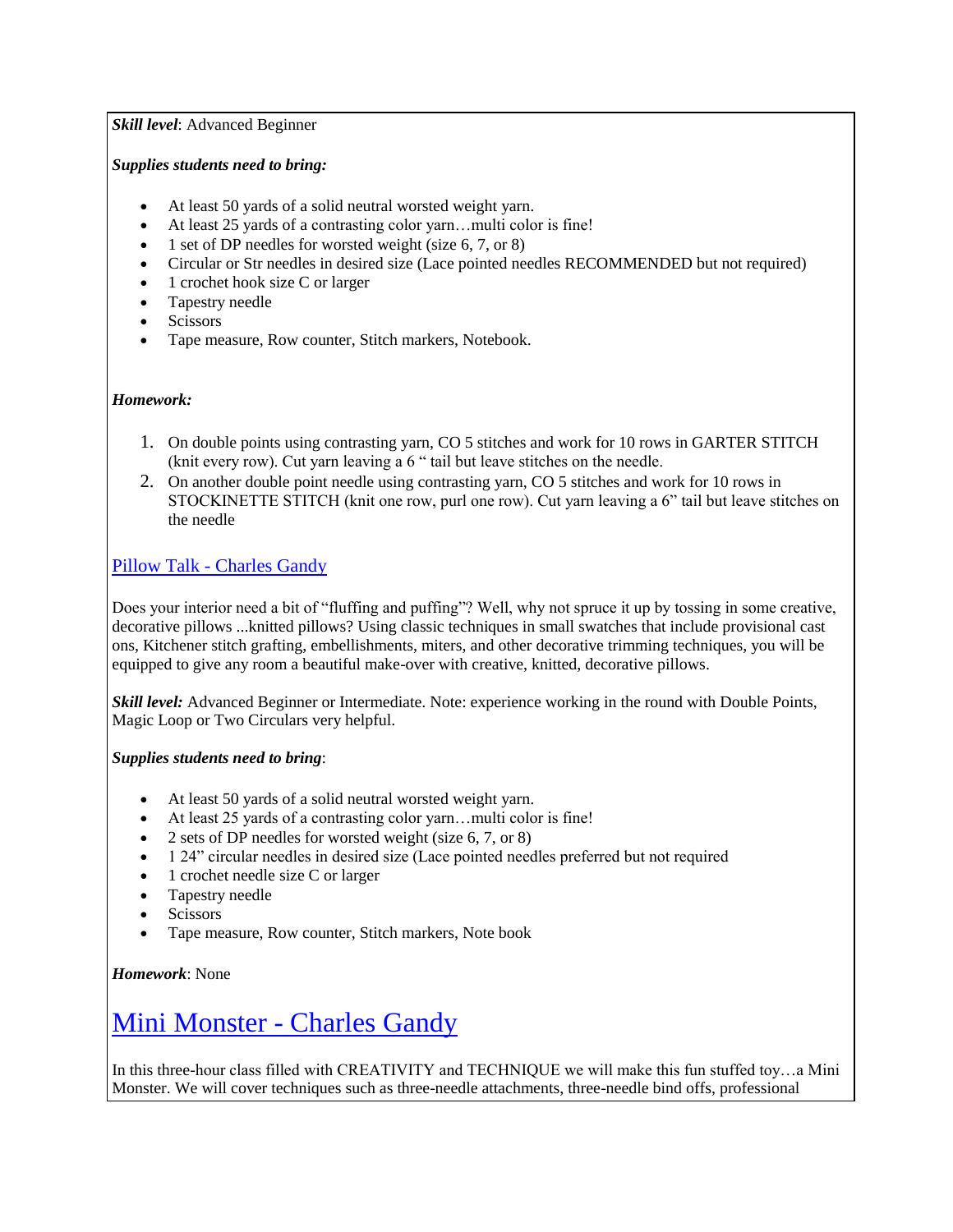***Skill level***: Advanced Beginner

***Supplies students need to bring:***

- At least 50 yards of a solid neutral worsted weight yarn.
- At least 25 yards of a contrasting color yarn…multi color is fine!
- 1 set of DP needles for worsted weight (size 6, 7, or 8)
- Circular or Str needles in desired size (Lace pointed needles RECOMMENDED but not required)
- 1 crochet hook size C or larger
- Tapestry needle
- Scissors
- Tape measure, Row counter, Stitch markers, Notebook.

***Homework:***

1. On double points using contrasting yarn, CO 5 stitches and work for 10 rows in GARTER STITCH (knit every row). Cut yarn leaving a 6 " tail but leave stitches on the needle.
2. On another double point needle using contrasting yarn, CO 5 stitches and work for 10 rows in STOCKINETTE STITCH (knit one row, purl one row). Cut yarn leaving a 6" tail but leave stitches on the needle

## Pillow Talk - Charles Gandy

Does your interior need a bit of "fluffing and puffing"? Well, why not spruce it up by tossing in some creative, decorative pillows ...knitted pillows? Using classic techniques in small swatches that include provisional cast ons, Kitchener stitch grafting, embellishments, miters, and other decorative trimming techniques, you will be equipped to give any room a beautiful make-over with creative, knitted, decorative pillows.

***Skill level:*** Advanced Beginner or Intermediate. Note: experience working in the round with Double Points, Magic Loop or Two Circulars very helpful.

***Supplies students need to bring***:

- At least 50 yards of a solid neutral worsted weight yarn.
- At least 25 yards of a contrasting color yarn…multi color is fine!
- 2 sets of DP needles for worsted weight (size 6, 7, or 8)
- 1 24" circular needles in desired size (Lace pointed needles preferred but not required
- 1 crochet needle size C or larger
- Tapestry needle
- Scissors
- Tape measure, Row counter, Stitch markers, Note book

***Homework***: None

# Mini Monster - Charles Gandy

In this three-hour class filled with CREATIVITY and TECHNIQUE we will make this fun stuffed toy…a Mini Monster. We will cover techniques such as three-needle attachments, three-needle bind offs, professional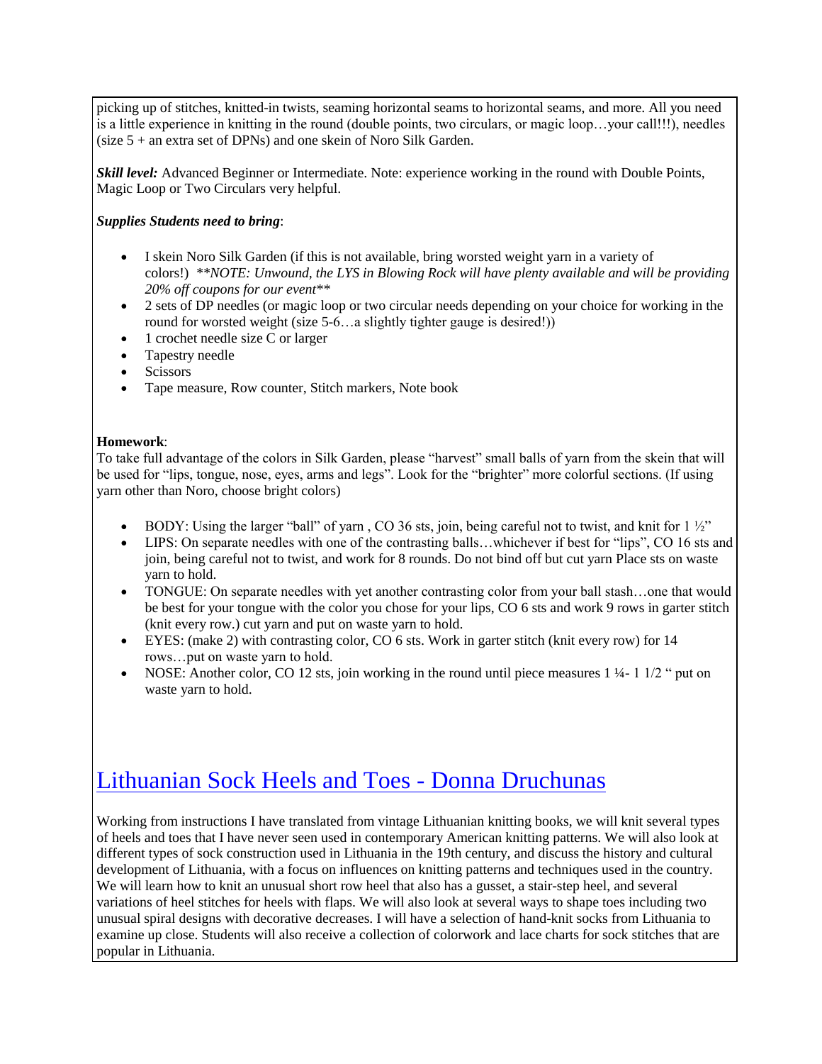picking up of stitches, knitted-in twists, seaming horizontal seams to horizontal seams, and more. All you need is a little experience in knitting in the round (double points, two circulars, or magic loop…your call!!!), needles (size 5 + an extra set of DPNs) and one skein of Noro Silk Garden.

***Skill level:*** Advanced Beginner or Intermediate. Note: experience working in the round with Double Points, Magic Loop or Two Circulars very helpful.

***Supplies Students need to bring***:

- I skein Noro Silk Garden (if this is not available, bring worsted weight yarn in a variety of colors!) *\*\*NOTE: Unwound, the LYS in Blowing Rock will have plenty available and will be providing 20% off coupons for our event\*\**
- 2 sets of DP needles (or magic loop or two circular needs depending on your choice for working in the round for worsted weight (size 5-6…a slightly tighter gauge is desired!))
- 1 crochet needle size C or larger
- Tapestry needle
- Scissors
- Tape measure, Row counter, Stitch markers, Note book

**Homework**:
To take full advantage of the colors in Silk Garden, please "harvest" small balls of yarn from the skein that will be used for "lips, tongue, nose, eyes, arms and legs". Look for the "brighter" more colorful sections. (If using yarn other than Noro, choose bright colors)

- BODY: Using the larger "ball" of yarn , CO 36 sts, join, being careful not to twist, and knit for 1 ½"
- LIPS: On separate needles with one of the contrasting balls…whichever if best for "lips", CO 16 sts and join, being careful not to twist, and work for 8 rounds. Do not bind off but cut yarn Place sts on waste yarn to hold.
- TONGUE: On separate needles with yet another contrasting color from your ball stash…one that would be best for your tongue with the color you chose for your lips, CO 6 sts and work 9 rows in garter stitch (knit every row.) cut yarn and put on waste yarn to hold.
- EYES: (make 2) with contrasting color, CO 6 sts. Work in garter stitch (knit every row) for 14 rows…put on waste yarn to hold.
- NOSE: Another color, CO 12 sts, join working in the round until piece measures 1 ¼- 1 1/2 " put on waste yarn to hold.

# Lithuanian Sock Heels and Toes - Donna Druchunas

Working from instructions I have translated from vintage Lithuanian knitting books, we will knit several types of heels and toes that I have never seen used in contemporary American knitting patterns. We will also look at different types of sock construction used in Lithuania in the 19th century, and discuss the history and cultural development of Lithuania, with a focus on influences on knitting patterns and techniques used in the country. We will learn how to knit an unusual short row heel that also has a gusset, a stair-step heel, and several variations of heel stitches for heels with flaps. We will also look at several ways to shape toes including two unusual spiral designs with decorative decreases. I will have a selection of hand-knit socks from Lithuania to examine up close. Students will also receive a collection of colorwork and lace charts for sock stitches that are popular in Lithuania.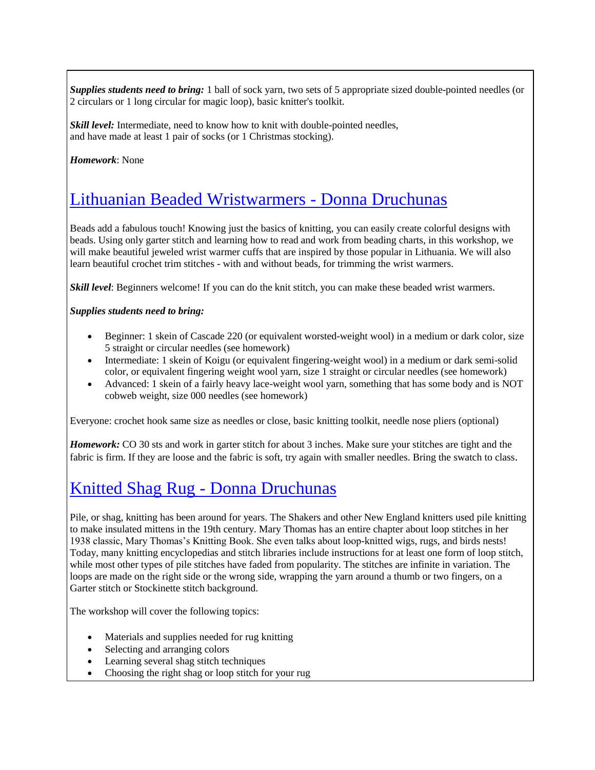***Supplies students need to bring:*** 1 ball of sock yarn, two sets of 5 appropriate sized double-pointed needles (or 2 circulars or 1 long circular for magic loop), basic knitter's toolkit.

***Skill level:*** Intermediate, need to know how to knit with double-pointed needles, and have made at least 1 pair of socks (or 1 Christmas stocking).

***Homework***: None

## Lithuanian Beaded Wristwarmers - Donna Druchunas

Beads add a fabulous touch! Knowing just the basics of knitting, you can easily create colorful designs with beads. Using only garter stitch and learning how to read and work from beading charts, in this workshop, we will make beautiful jeweled wrist warmer cuffs that are inspired by those popular in Lithuania. We will also learn beautiful crochet trim stitches - with and without beads, for trimming the wrist warmers.

***Skill level***: Beginners welcome! If you can do the knit stitch, you can make these beaded wrist warmers.

***Supplies students need to bring:***

- Beginner: 1 skein of Cascade 220 (or equivalent worsted-weight wool) in a medium or dark color, size 5 straight or circular needles (see homework)
- Intermediate: 1 skein of Koigu (or equivalent fingering-weight wool) in a medium or dark semi-solid color, or equivalent fingering weight wool yarn, size 1 straight or circular needles (see homework)
- Advanced: 1 skein of a fairly heavy lace-weight wool yarn, something that has some body and is NOT cobweb weight, size 000 needles (see homework)

Everyone: crochet hook same size as needles or close, basic knitting toolkit, needle nose pliers (optional)

***Homework:*** CO 30 sts and work in garter stitch for about 3 inches. Make sure your stitches are tight and the fabric is firm. If they are loose and the fabric is soft, try again with smaller needles. Bring the swatch to class.

## Knitted Shag Rug - Donna Druchunas

Pile, or shag, knitting has been around for years. The Shakers and other New England knitters used pile knitting to make insulated mittens in the 19th century. Mary Thomas has an entire chapter about loop stitches in her 1938 classic, Mary Thomas's Knitting Book. She even talks about loop-knitted wigs, rugs, and birds nests! Today, many knitting encyclopedias and stitch libraries include instructions for at least one form of loop stitch, while most other types of pile stitches have faded from popularity. The stitches are infinite in variation. The loops are made on the right side or the wrong side, wrapping the yarn around a thumb or two fingers, on a Garter stitch or Stockinette stitch background.

The workshop will cover the following topics:

- Materials and supplies needed for rug knitting
- Selecting and arranging colors
- Learning several shag stitch techniques
- Choosing the right shag or loop stitch for your rug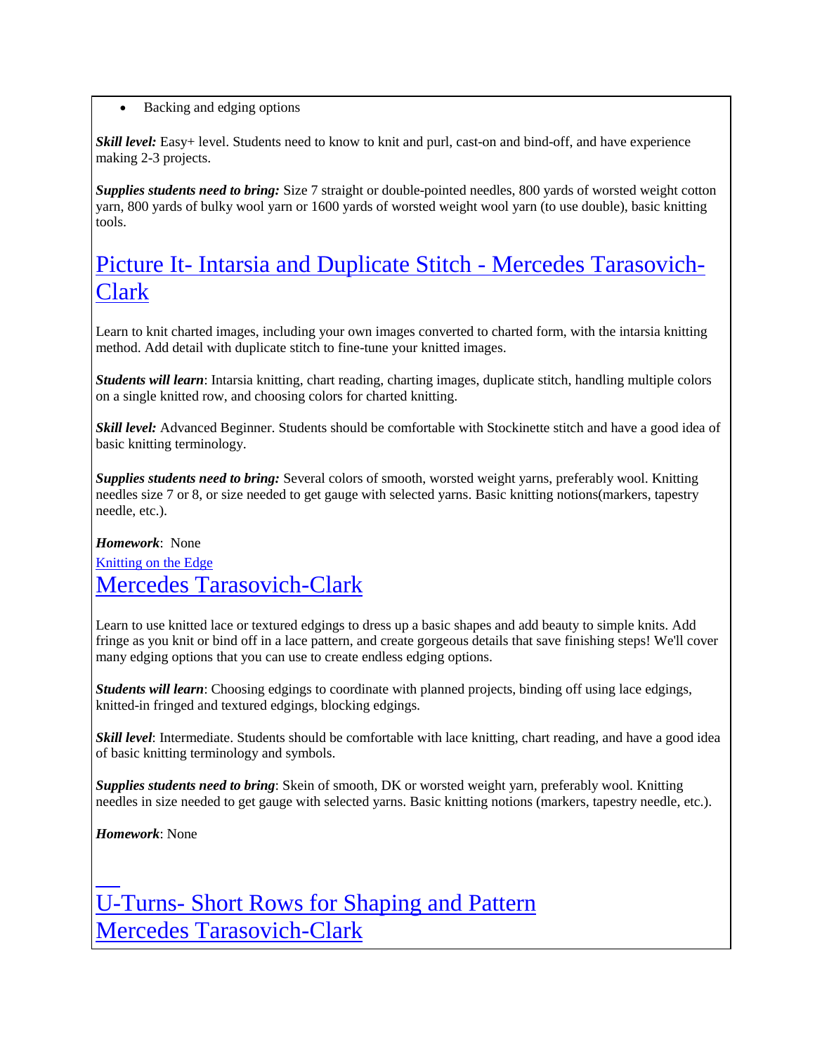- Backing and edging options

***Skill level:*** Easy+ level. Students need to know to knit and purl, cast-on and bind-off, and have experience making 2-3 projects.

***Supplies students need to bring:*** Size 7 straight or double-pointed needles, 800 yards of worsted weight cotton yarn, 800 yards of bulky wool yarn or 1600 yards of worsted weight wool yarn (to use double), basic knitting tools.

## Picture It- Intarsia and Duplicate Stitch - Mercedes Tarasovich-Clark

Learn to knit charted images, including your own images converted to charted form, with the intarsia knitting method. Add detail with duplicate stitch to fine-tune your knitted images.

***Students will learn***: Intarsia knitting, chart reading, charting images, duplicate stitch, handling multiple colors on a single knitted row, and choosing colors for charted knitting.

***Skill level:*** Advanced Beginner. Students should be comfortable with Stockinette stitch and have a good idea of basic knitting terminology.

***Supplies students need to bring:*** Several colors of smooth, worsted weight yarns, preferably wool. Knitting needles size 7 or 8, or size needed to get gauge with selected yarns. Basic knitting notions(markers, tapestry needle, etc.).

***Homework***: None

Knitting on the Edge

## Mercedes Tarasovich-Clark

Learn to use knitted lace or textured edgings to dress up a basic shapes and add beauty to simple knits. Add fringe as you knit or bind off in a lace pattern, and create gorgeous details that save finishing steps! We'll cover many edging options that you can use to create endless edging options.

***Students will learn***: Choosing edgings to coordinate with planned projects, binding off using lace edgings, knitted-in fringed and textured edgings, blocking edgings.

***Skill level***: Intermediate. Students should be comfortable with lace knitting, chart reading, and have a good idea of basic knitting terminology and symbols.

***Supplies students need to bring***: Skein of smooth, DK or worsted weight yarn, preferably wool. Knitting needles in size needed to get gauge with selected yarns. Basic knitting notions (markers, tapestry needle, etc.).

***Homework***: None

## U-Turns- Short Rows for Shaping and Pattern Mercedes Tarasovich-Clark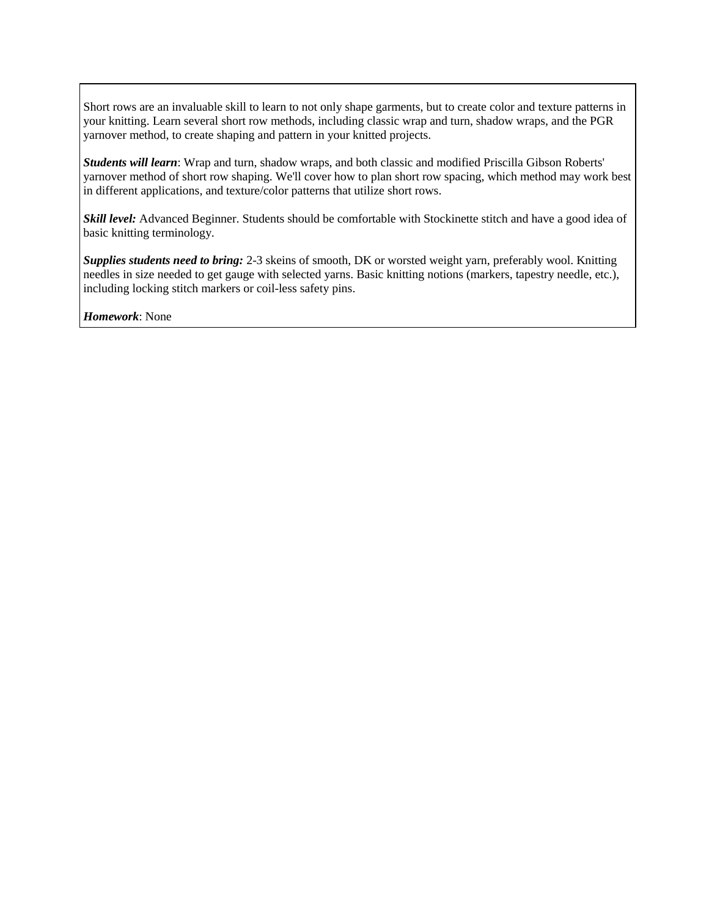Short rows are an invaluable skill to learn to not only shape garments, but to create color and texture patterns in your knitting. Learn several short row methods, including classic wrap and turn, shadow wraps, and the PGR yarnover method, to create shaping and pattern in your knitted projects.

***Students will learn***: Wrap and turn, shadow wraps, and both classic and modified Priscilla Gibson Roberts' yarnover method of short row shaping. We'll cover how to plan short row spacing, which method may work best in different applications, and texture/color patterns that utilize short rows.

***Skill level:*** Advanced Beginner. Students should be comfortable with Stockinette stitch and have a good idea of basic knitting terminology.

***Supplies students need to bring:*** 2-3 skeins of smooth, DK or worsted weight yarn, preferably wool. Knitting needles in size needed to get gauge with selected yarns. Basic knitting notions (markers, tapestry needle, etc.), including locking stitch markers or coil-less safety pins.

***Homework***: None